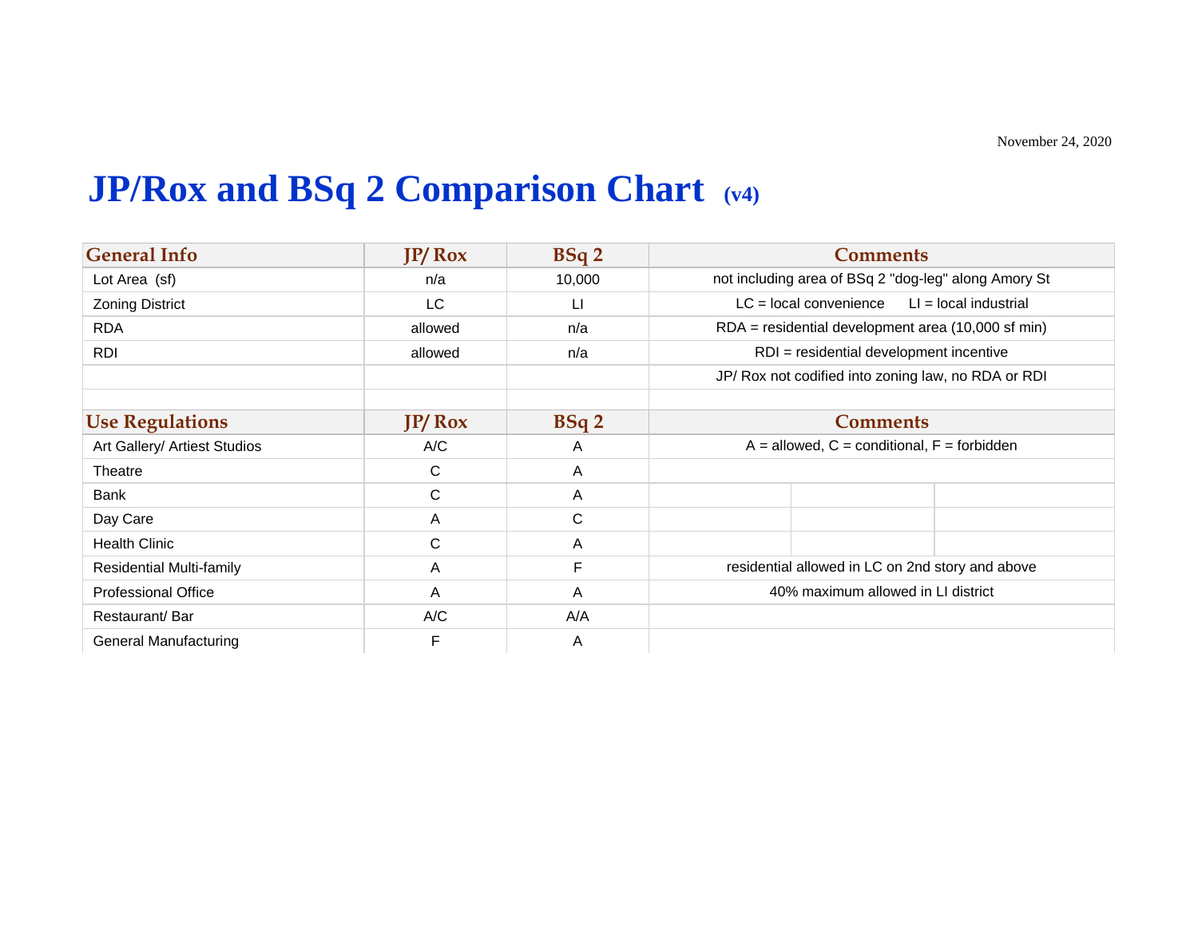November 24, 2020

# JP/Rox and BSq 2 Comparison Chart (v4)

| General Info | JP/ Rox | BSq 2 | Comments |
|---|---|---|---|
| Lot Area (sf) | n/a | 10,000 | not including area of BSq 2 "dog-leg" along Amory St |
| Zoning District | LC | LI | LC = local convenience LI = local industrial |
| RDA | allowed | n/a | RDA = residential development area (10,000 sf min) |
| RDI | allowed | n/a | RDI = residential development incentive |
| | | | JP/ Rox not codified into zoning law, no RDA or RDI |
| | | | |
| **Use Regulations** | **JP/ Rox** | **BSq 2** | **Comments** |
| Art Gallery/ Artiest Studios | A/C | A | A = allowed, C = conditional, F = forbidden |
| Theatre | C | A | |
| Bank | C | A | |
| Day Care | A | C | |
| Health Clinic | C | A | |
| Residential Multi-family | A | F | residential allowed in LC on 2nd story and above |
| Professional Office | A | A | 40% maximum allowed in LI district |
| Restaurant/ Bar | A/C | A/A | |
| General Manufacturing | F | A | |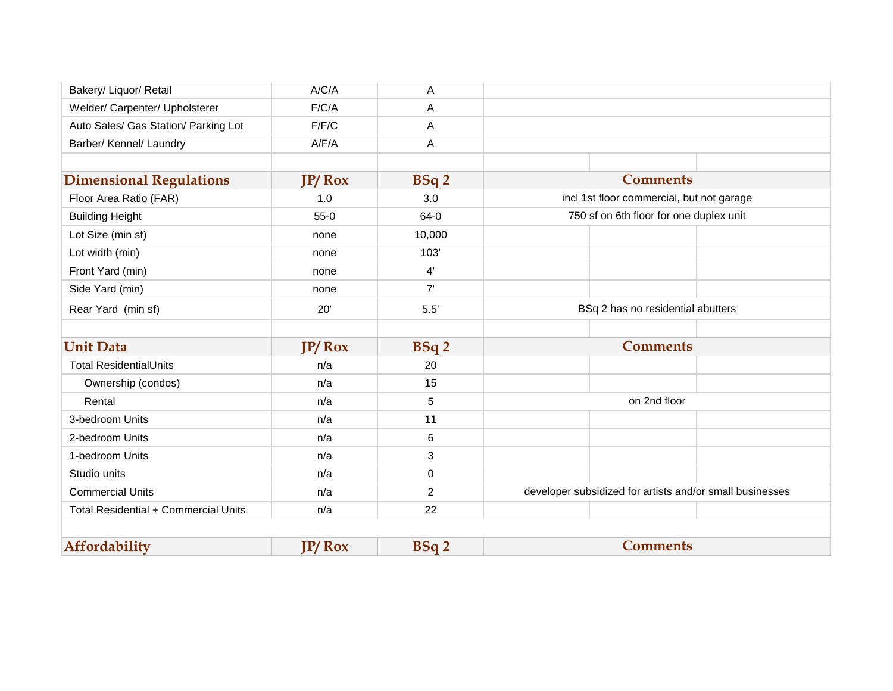| | | | |
|---|---|---|---|
| Bakery/ Liquor/ Retail | A/C/A | A | |
| Welder/ Carpenter/ Upholsterer | F/C/A | A | |
| Auto Sales/ Gas Station/ Parking Lot | F/F/C | A | |
| Barber/ Kennel/ Laundry | A/F/A | A | |

| Dimensional Regulations | JP/ Rox | BSq 2 | Comments |
|---|---|---|---|
| Floor Area Ratio (FAR) | 1.0 | 3.0 | incl 1st floor commercial, but not garage |
| Building Height | 55-0 | 64-0 | 750 sf on 6th floor for one duplex unit |
| Lot Size (min sf) | none | 10,000 | |
| Lot width (min) | none | 103' | |
| Front Yard (min) | none | 4' | |
| Side Yard (min) | none | 7' | |
| Rear Yard (min sf) | 20' | 5.5' | BSq 2 has no residential abutters |

| Unit Data | JP/ Rox | BSq 2 | Comments |
|---|---|---|---|
| Total ResidentialUnits | n/a | 20 | |
| Ownership (condos) | n/a | 15 | |
| Rental | n/a | 5 | on 2nd floor |
| 3-bedroom Units | n/a | 11 | |
| 2-bedroom Units | n/a | 6 | |
| 1-bedroom Units | n/a | 3 | |
| Studio units | n/a | 0 | |
| Commercial Units | n/a | 2 | developer subsidized for artists and/or small businesses |
| Total Residential + Commercial Units | n/a | 22 | |

| Affordability | JP/ Rox | BSq 2 | Comments |
|---|---|---|---|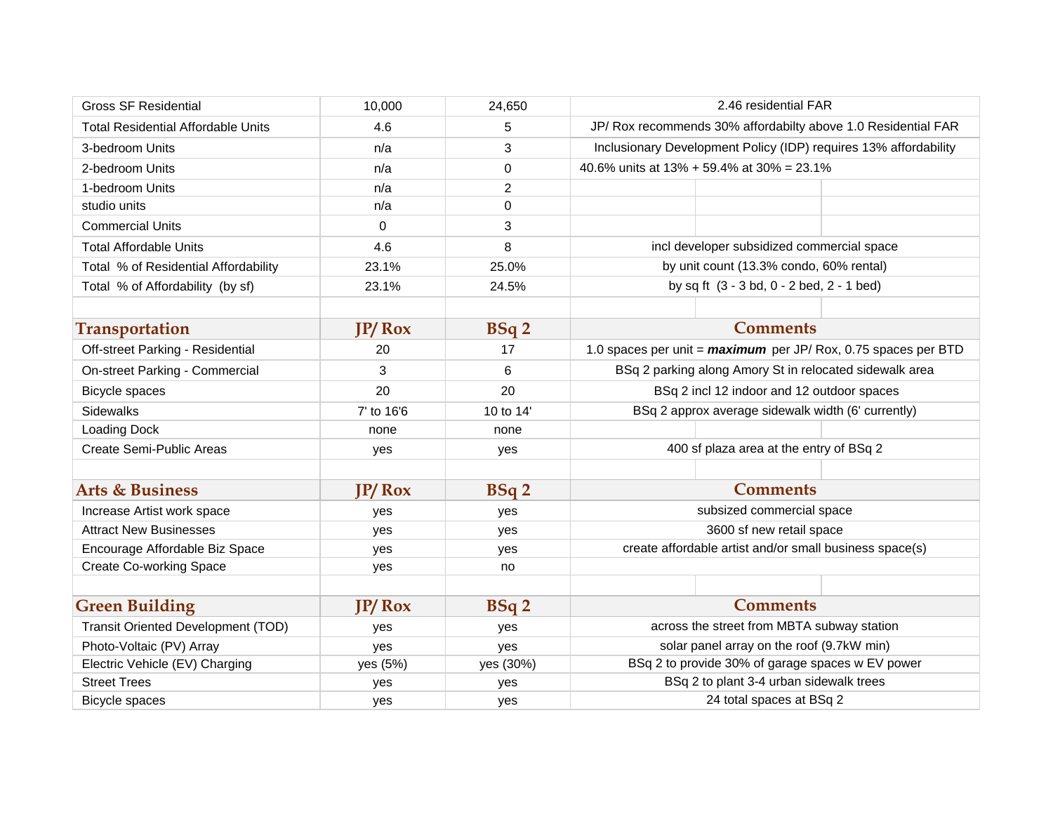| | | | |
|---|---|---|---|
| Gross SF Residential | 10,000 | 24,650 | 2.46 residential FAR |
| Total Residential Affordable Units | 4.6 | 5 | JP/ Rox recommends 30% affordabilty above 1.0 Residential FAR |
| 3-bedroom Units | n/a | 3 | Inclusionary Development Policy (IDP) requires 13% affordability |
| 2-bedroom Units | n/a | 0 | 40.6% units at 13% + 59.4% at 30% = 23.1% |
| 1-bedroom Units | n/a | 2 | |
| studio units | n/a | 0 | |
| Commercial Units | 0 | 3 | |
| Total Affordable Units | 4.6 | 8 | incl developer subsidized commercial space |
| Total % of Residential Affordability | 23.1% | 25.0% | by unit count (13.3% condo, 60% rental) |
| Total % of Affordability (by sf) | 23.1% | 24.5% | by sq ft (3 - 3 bd, 0 - 2 bed, 2 - 1 bed) |
| | | | |
| **Transportation** | **JP/ Rox** | **BSq 2** | **Comments** |
| Off-street Parking - Residential | 20 | 17 | 1.0 spaces per unit = ***maximum*** per JP/ Rox, 0.75 spaces per BTD |
| On-street Parking - Commercial | 3 | 6 | BSq 2 parking along Amory St in relocated sidewalk area |
| Bicycle spaces | 20 | 20 | BSq 2 incl 12 indoor and 12 outdoor spaces |
| Sidewalks | 7' to 16'6 | 10 to 14' | BSq 2 approx average sidewalk width (6' currently) |
| Loading Dock | none | none | |
| Create Semi-Public Areas | yes | yes | 400 sf plaza area at the entry of BSq 2 |
| | | | |
| **Arts & Business** | **JP/ Rox** | **BSq 2** | **Comments** |
| Increase Artist work space | yes | yes | subsized commercial space |
| Attract New Businesses | yes | yes | 3600 sf new retail space |
| Encourage Affordable Biz Space | yes | yes | create affordable artist and/or small business space(s) |
| Create Co-working Space | yes | no | |
| | | | |
| **Green Building** | **JP/ Rox** | **BSq 2** | **Comments** |
| Transit Oriented Development (TOD) | yes | yes | across the street from MBTA subway station |
| Photo-Voltaic (PV) Array | yes | yes | solar panel array on the roof (9.7kW min) |
| Electric Vehicle (EV) Charging | yes (5%) | yes (30%) | BSq 2 to provide 30% of garage spaces w EV power |
| Street Trees | yes | yes | BSq 2 to plant 3-4 urban sidewalk trees |
| Bicycle spaces | yes | yes | 24 total spaces at BSq 2 |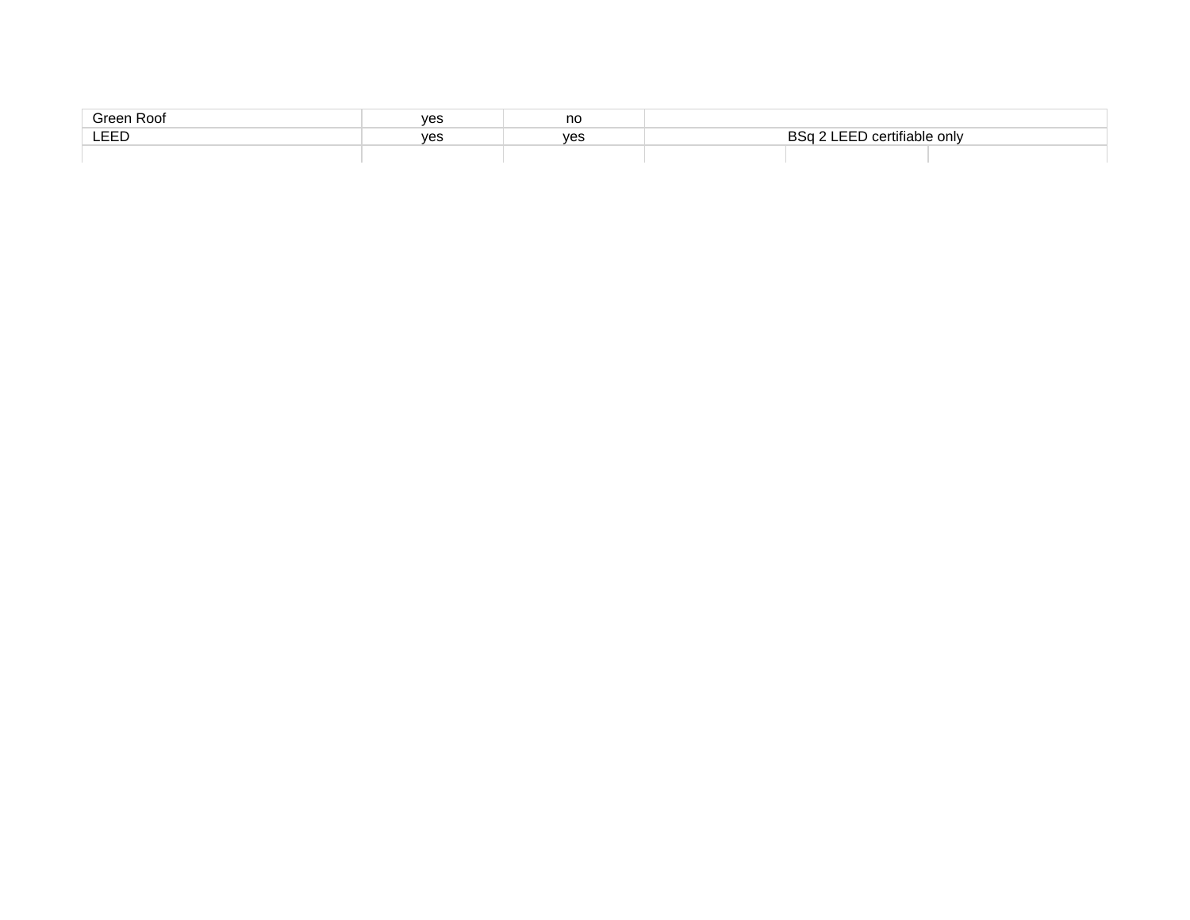| | | | | | | |
|---|---|---|---|---|---|---|
| Green Roof | yes | no | | | | |
| LEED | yes | yes | BSq 2 LEED certifiable only | | | |
| | | | | | | |